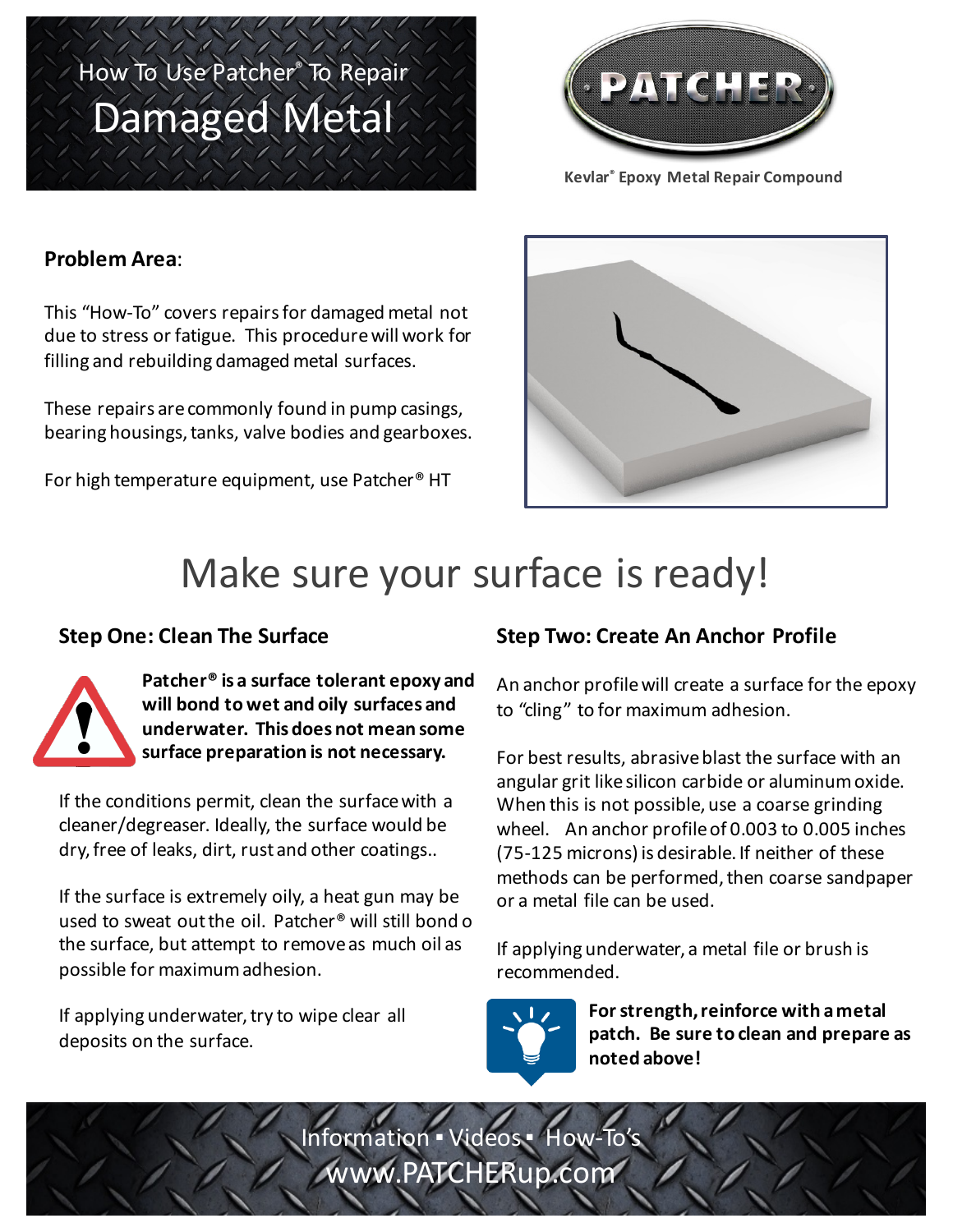# How To Use Patcher® To Repair Damaged Metal

PATCHER

Kevlar® Epoxy Metal Repair Compound

**Problem Area**:

This "How-To" covers repairs for damaged metal not due to stress or fatigue. This procedure will work for filling and rebuilding damaged metal surfaces.

These repairs are commonly found in pump casings, bearing housings, tanks, valve bodies and gearboxes.

For high temperature equipment, use Patcher® HT

## Make sure your surface is ready!

### Step One: Clean The Surface

**Patcher® is a surface tolerant epoxy and will bond to wet and oily surfaces and underwater. This does not mean some surface preparation is not necessary.**

If the conditions permit, clean the surface with a cleaner/degreaser. Ideally, the surface would be dry, free of leaks, dirt, rust and other coatings..

If the surface is extremely oily, a heat gun may be used to sweat out the oil. Patcher® will still bond o the surface, but attempt to remove as much oil as possible for maximum adhesion.

If applying underwater, try to wipe clear all deposits on the surface.

### Step Two: Create An Anchor Profile

An anchor profile will create a surface for the epoxy to "cling" to for maximum adhesion.

For best results, abrasive blast the surface with an angular grit like silicon carbide or aluminum oxide. When this is not possible, use a coarse grinding wheel. An anchor profile of 0.003 to 0.005 inches (75-125 microns) is desirable. If neither of these methods can be performed, then coarse sandpaper or a metal file can be used.

If applying underwater, a metal file or brush is recommended.

**For strength, reinforce with a metal patch. Be sure to clean and prepare as noted above!**

Information ▪ Videos ▪ How-To's
www.PATCHERup.com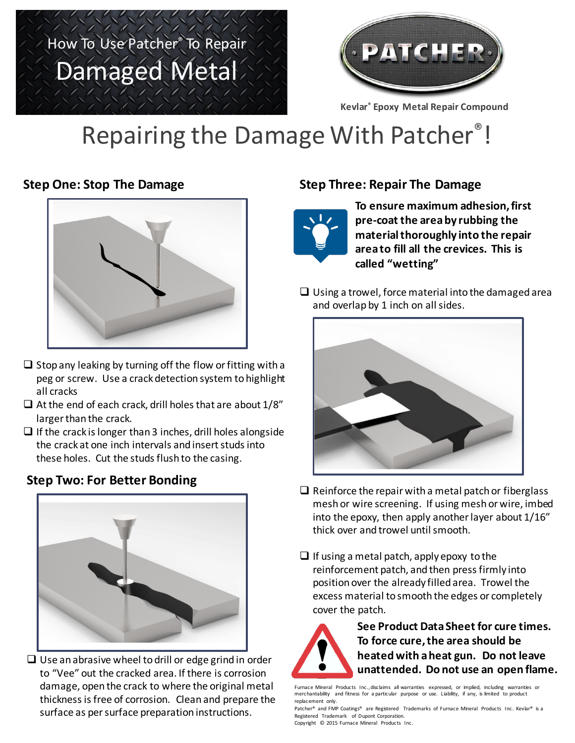How To Use Patcher® To Repair

# Damaged Metal

**PATCHER**

**Kevlar® Epoxy Metal Repair Compound**

# Repairing the Damage With Patcher®!

## Step One: Stop The Damage

- ❑ Stop any leaking by turning off the flow or fitting with a peg or screw. Use a crack detection system to highlight all cracks
- ❑ At the end of each crack, drill holes that are about 1/8" larger than the crack.
- ❑ If the crack is longer than 3 inches, drill holes alongside the crack at one inch intervals and insert studs into these holes. Cut the studs flush to the casing.

## Step Two: For Better Bonding

- ❑ Use an abrasive wheel to drill or edge grind in order to "Vee" out the cracked area. If there is corrosion damage, open the crack to where the original metal thickness is free of corrosion. Clean and prepare the surface as per surface preparation instructions.

## Step Three: Repair The Damage

**To ensure maximum adhesion, first pre-coat the area by rubbing the material thoroughly into the repair area to fill all the crevices. This is called "wetting"**

- ❑ Using a trowel, force material into the damaged area and overlap by 1 inch on all sides.
- ❑ Reinforce the repair with a metal patch or fiberglass mesh or wire screening. If using mesh or wire, imbed into the epoxy, then apply another layer about 1/16" thick over and trowel until smooth.
- ❑ If using a metal patch, apply epoxy to the reinforcement patch, and then press firmly into position over the already filled area. Trowel the excess material to smooth the edges or completely cover the patch.

**See Product Data Sheet for cure times. To force cure, the area should be heated with a heat gun. Do not leave unattended. Do not use an open flame.**

Furnace Mineral Products Inc., disclaims all warranties expressed, or implied, including warranties or merchantability and fitness for a particular purpose or use. Liability, if any, is limited to product replacement only.

Patcher® and FMP Coatings® are Registered Trademarks of Furnace Mineral Products Inc. Kevlar® is a Registered Trademark of Dupont Corporation.

Copyright © 2015 Furnace Mineral Products Inc.